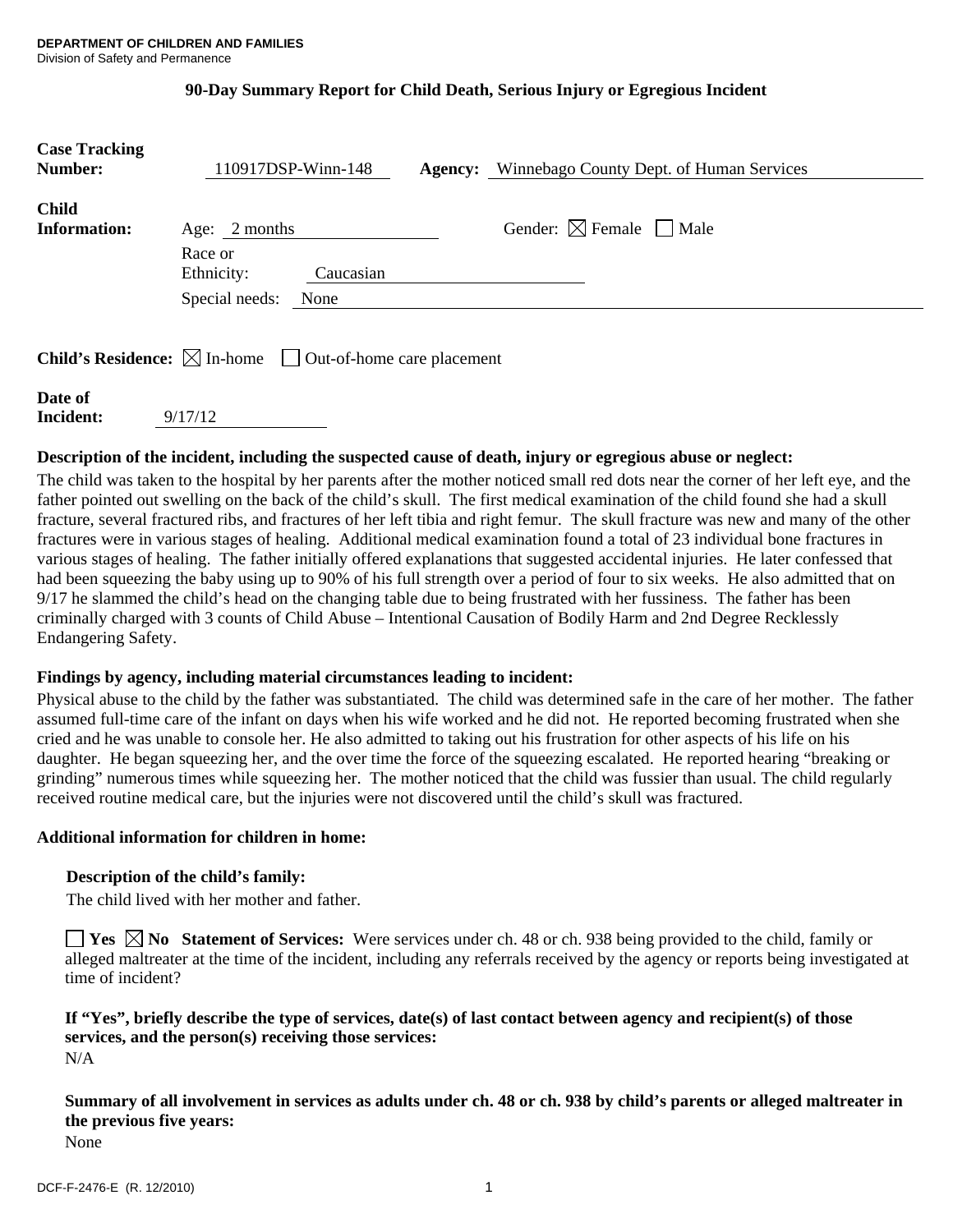**DEPARTMENT OF CHILDREN AND FAMILIES**
Division of Safety and Permanence

## 90-Day Summary Report for Child Death, Serious Injury or Egregious Incident

**Case Tracking Number:** 110917DSP-Winn-148 **Agency:** Winnebago County Dept. of Human Services

**Child Information:** Age: 2 months Gender: ☒ Female ☐ Male

Race or Ethnicity: Caucasian

Special needs: None

**Child's Residence:** ☒ In-home ☐ Out-of-home care placement

**Date of Incident:** 9/17/12

**Description of the incident, including the suspected cause of death, injury or egregious abuse or neglect:**

The child was taken to the hospital by her parents after the mother noticed small red dots near the corner of her left eye, and the father pointed out swelling on the back of the child's skull. The first medical examination of the child found she had a skull fracture, several fractured ribs, and fractures of her left tibia and right femur. The skull fracture was new and many of the other fractures were in various stages of healing. Additional medical examination found a total of 23 individual bone fractures in various stages of healing. The father initially offered explanations that suggested accidental injuries. He later confessed that had been squeezing the baby using up to 90% of his full strength over a period of four to six weeks. He also admitted that on 9/17 he slammed the child's head on the changing table due to being frustrated with her fussiness. The father has been criminally charged with 3 counts of Child Abuse – Intentional Causation of Bodily Harm and 2nd Degree Recklessly Endangering Safety.

**Findings by agency, including material circumstances leading to incident:**

Physical abuse to the child by the father was substantiated. The child was determined safe in the care of her mother. The father assumed full-time care of the infant on days when his wife worked and he did not. He reported becoming frustrated when she cried and he was unable to console her. He also admitted to taking out his frustration for other aspects of his life on his daughter. He began squeezing her, and the over time the force of the squeezing escalated. He reported hearing "breaking or grinding" numerous times while squeezing her. The mother noticed that the child was fussier than usual. The child regularly received routine medical care, but the injuries were not discovered until the child's skull was fractured.

**Additional information for children in home:**

**Description of the child's family:**

The child lived with her mother and father.

☐ **Yes** ☒ **No** **Statement of Services:** Were services under ch. 48 or ch. 938 being provided to the child, family or alleged maltreater at the time of the incident, including any referrals received by the agency or reports being investigated at time of incident?

**If "Yes", briefly describe the type of services, date(s) of last contact between agency and recipient(s) of those services, and the person(s) receiving those services:**

N/A

**Summary of all involvement in services as adults under ch. 48 or ch. 938 by child's parents or alleged maltreater in the previous five years:**

None

DCF-F-2476-E (R. 12/2010)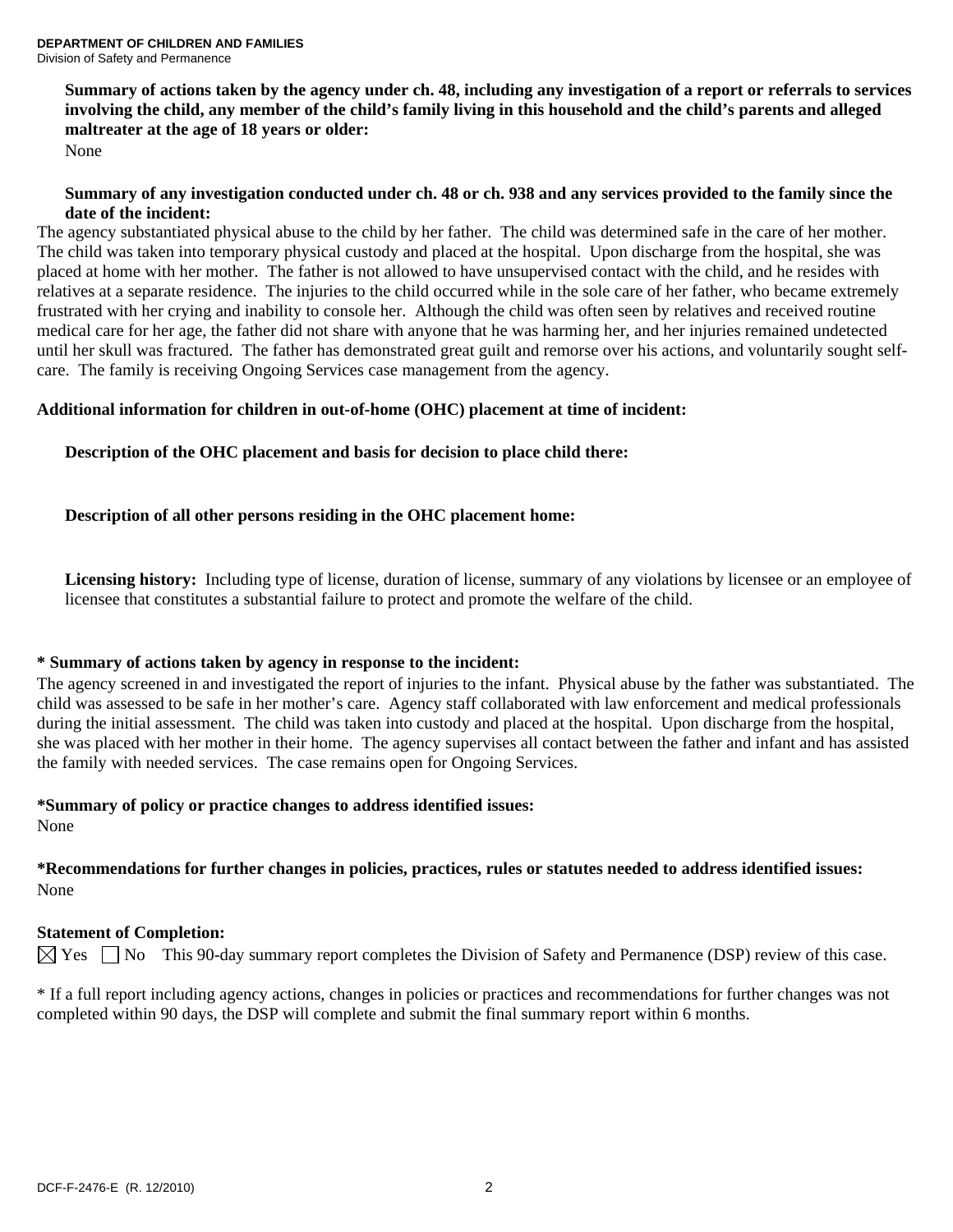**Summary of actions taken by the agency under ch. 48, including any investigation of a report or referrals to services involving the child, any member of the child's family living in this household and the child's parents and alleged maltreater at the age of 18 years or older:**

None

**Summary of any investigation conducted under ch. 48 or ch. 938 and any services provided to the family since the date of the incident:**

The agency substantiated physical abuse to the child by her father. The child was determined safe in the care of her mother. The child was taken into temporary physical custody and placed at the hospital. Upon discharge from the hospital, she was placed at home with her mother. The father is not allowed to have unsupervised contact with the child, and he resides with relatives at a separate residence. The injuries to the child occurred while in the sole care of her father, who became extremely frustrated with her crying and inability to console her. Although the child was often seen by relatives and received routine medical care for her age, the father did not share with anyone that he was harming her, and her injuries remained undetected until her skull was fractured. The father has demonstrated great guilt and remorse over his actions, and voluntarily sought self-care. The family is receiving Ongoing Services case management from the agency.

**Additional information for children in out-of-home (OHC) placement at time of incident:**

**Description of the OHC placement and basis for decision to place child there:**

**Description of all other persons residing in the OHC placement home:**

**Licensing history:** Including type of license, duration of license, summary of any violations by licensee or an employee of licensee that constitutes a substantial failure to protect and promote the welfare of the child.

**\* Summary of actions taken by agency in response to the incident:**

The agency screened in and investigated the report of injuries to the infant. Physical abuse by the father was substantiated. The child was assessed to be safe in her mother's care. Agency staff collaborated with law enforcement and medical professionals during the initial assessment. The child was taken into custody and placed at the hospital. Upon discharge from the hospital, she was placed with her mother in their home. The agency supervises all contact between the father and infant and has assisted the family with needed services. The case remains open for Ongoing Services.

**\*Summary of policy or practice changes to address identified issues:**

None

**\*Recommendations for further changes in policies, practices, rules or statutes needed to address identified issues:**

None

**Statement of Completion:**

☒ Yes ☐ No This 90-day summary report completes the Division of Safety and Permanence (DSP) review of this case.

\* If a full report including agency actions, changes in policies or practices and recommendations for further changes was not completed within 90 days, the DSP will complete and submit the final summary report within 6 months.